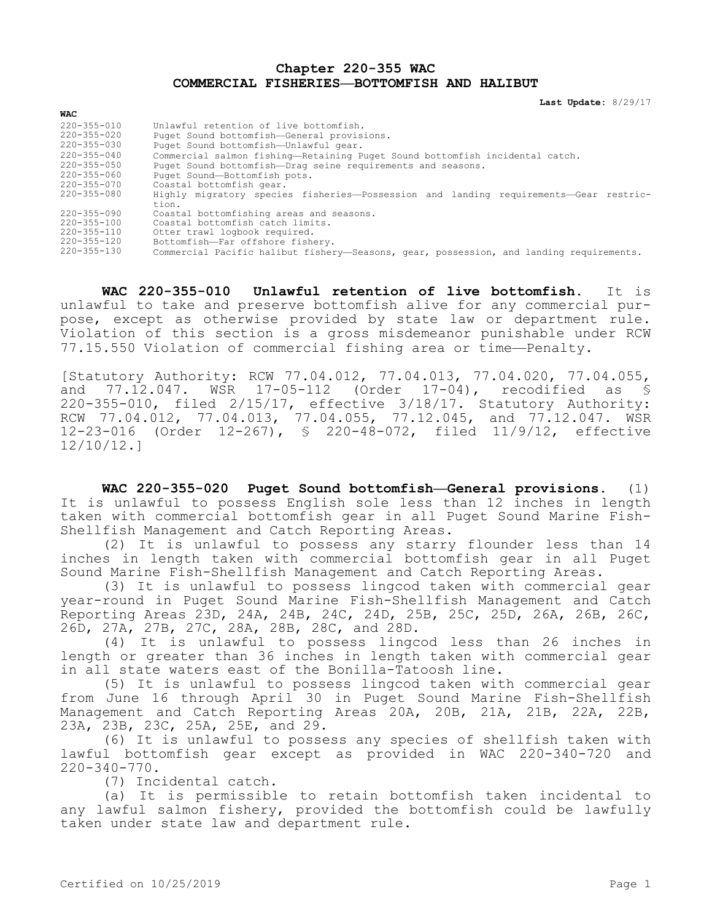# Chapter 220-355 WAC
# COMMERCIAL FISHERIES—BOTTOMFISH AND HALIBUT

**Last Update:** 8/29/17

| WAC | |
|---|---|
| 220-355-010 | Unlawful retention of live bottomfish. |
| 220-355-020 | Puget Sound bottomfish—General provisions. |
| 220-355-030 | Puget Sound bottomfish—Unlawful gear. |
| 220-355-040 | Commercial salmon fishing—Retaining Puget Sound bottomfish incidental catch. |
| 220-355-050 | Puget Sound bottomfish—Drag seine requirements and seasons. |
| 220-355-060 | Puget Sound—Bottomfish pots. |
| 220-355-070 | Coastal bottomfish gear. |
| 220-355-080 | Highly migratory species fisheries—Possession and landing requirements—Gear restriction. |
| 220-355-090 | Coastal bottomfishing areas and seasons. |
| 220-355-100 | Coastal bottomfish catch limits. |
| 220-355-110 | Otter trawl logbook required. |
| 220-355-120 | Bottomfish—Far offshore fishery. |
| 220-355-130 | Commercial Pacific halibut fishery—Seasons, gear, possession, and landing requirements. |

**WAC 220-355-010 Unlawful retention of live bottomfish.** It is unlawful to take and preserve bottomfish alive for any commercial purpose, except as otherwise provided by state law or department rule. Violation of this section is a gross misdemeanor punishable under RCW 77.15.550 Violation of commercial fishing area or time—Penalty.

[Statutory Authority: RCW 77.04.012, 77.04.013, 77.04.020, 77.04.055, and 77.12.047. WSR 17-05-112 (Order 17-04), recodified as § 220-355-010, filed 2/15/17, effective 3/18/17. Statutory Authority: RCW 77.04.012, 77.04.013, 77.04.055, 77.12.045, and 77.12.047. WSR 12-23-016 (Order 12-267), § 220-48-072, filed 11/9/12, effective 12/10/12.]

**WAC 220-355-020 Puget Sound bottomfish—General provisions.** (1) It is unlawful to possess English sole less than 12 inches in length taken with commercial bottomfish gear in all Puget Sound Marine Fish-Shellfish Management and Catch Reporting Areas.

(2) It is unlawful to possess any starry flounder less than 14 inches in length taken with commercial bottomfish gear in all Puget Sound Marine Fish-Shellfish Management and Catch Reporting Areas.

(3) It is unlawful to possess lingcod taken with commercial gear year-round in Puget Sound Marine Fish-Shellfish Management and Catch Reporting Areas 23D, 24A, 24B, 24C, 24D, 25B, 25C, 25D, 26A, 26B, 26C, 26D, 27A, 27B, 27C, 28A, 28B, 28C, and 28D.

(4) It is unlawful to possess lingcod less than 26 inches in length or greater than 36 inches in length taken with commercial gear in all state waters east of the Bonilla-Tatoosh line.

(5) It is unlawful to possess lingcod taken with commercial gear from June 16 through April 30 in Puget Sound Marine Fish-Shellfish Management and Catch Reporting Areas 20A, 20B, 21A, 21B, 22A, 22B, 23A, 23B, 23C, 25A, 25E, and 29.

(6) It is unlawful to possess any species of shellfish taken with lawful bottomfish gear except as provided in WAC 220-340-720 and 220-340-770.

(7) Incidental catch.

(a) It is permissible to retain bottomfish taken incidental to any lawful salmon fishery, provided the bottomfish could be lawfully taken under state law and department rule.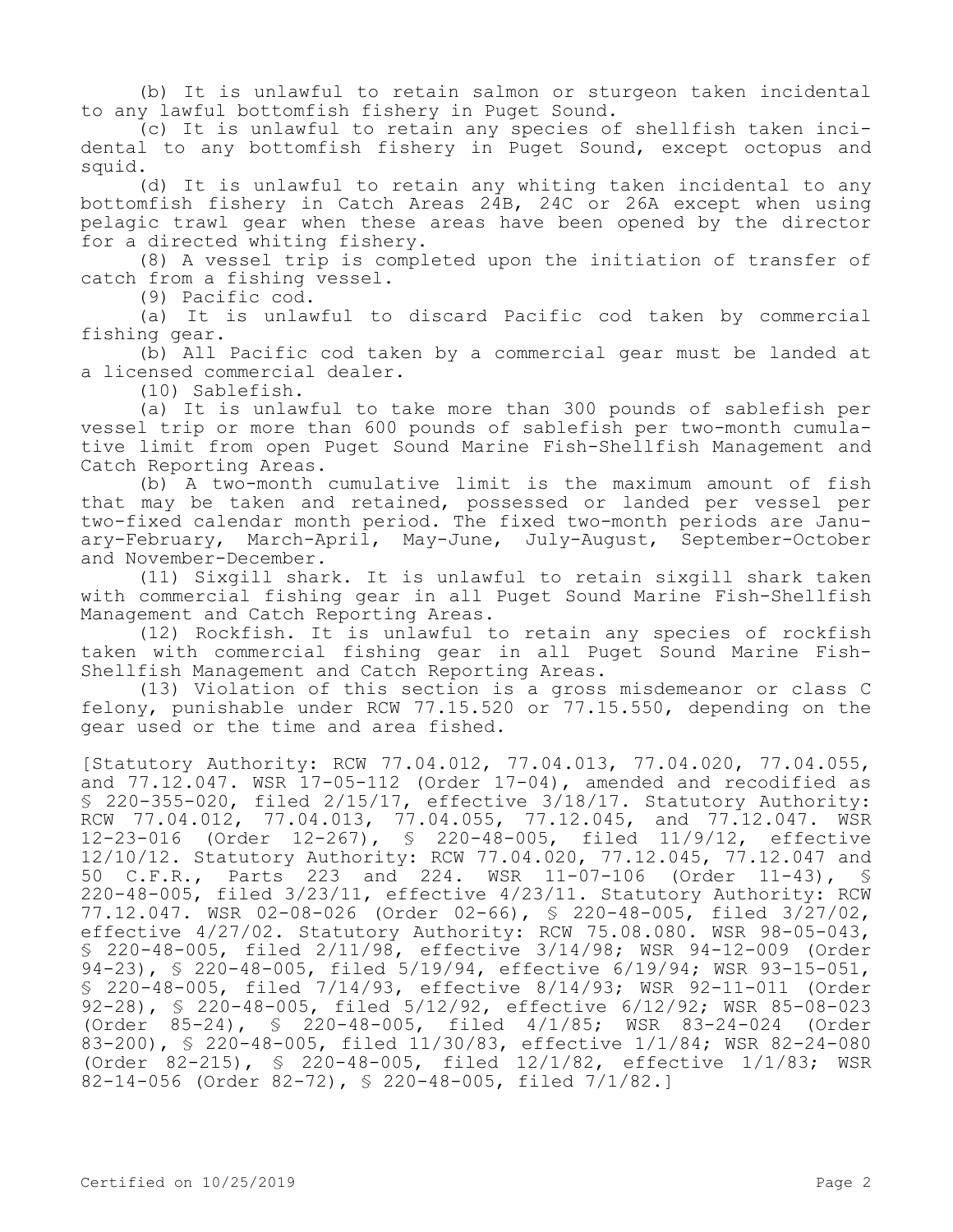(b) It is unlawful to retain salmon or sturgeon taken incidental to any lawful bottomfish fishery in Puget Sound.

(c) It is unlawful to retain any species of shellfish taken incidental to any bottomfish fishery in Puget Sound, except octopus and squid.

(d) It is unlawful to retain any whiting taken incidental to any bottomfish fishery in Catch Areas 24B, 24C or 26A except when using pelagic trawl gear when these areas have been opened by the director for a directed whiting fishery.

(8) A vessel trip is completed upon the initiation of transfer of catch from a fishing vessel.

(9) Pacific cod.

(a) It is unlawful to discard Pacific cod taken by commercial fishing gear.

(b) All Pacific cod taken by a commercial gear must be landed at a licensed commercial dealer.

(10) Sablefish.

(a) It is unlawful to take more than 300 pounds of sablefish per vessel trip or more than 600 pounds of sablefish per two-month cumulative limit from open Puget Sound Marine Fish-Shellfish Management and Catch Reporting Areas.

(b) A two-month cumulative limit is the maximum amount of fish that may be taken and retained, possessed or landed per vessel per two-fixed calendar month period. The fixed two-month periods are January-February, March-April, May-June, July-August, September-October and November-December.

(11) Sixgill shark. It is unlawful to retain sixgill shark taken with commercial fishing gear in all Puget Sound Marine Fish-Shellfish Management and Catch Reporting Areas.

(12) Rockfish. It is unlawful to retain any species of rockfish taken with commercial fishing gear in all Puget Sound Marine Fish-Shellfish Management and Catch Reporting Areas.

(13) Violation of this section is a gross misdemeanor or class C felony, punishable under RCW 77.15.520 or 77.15.550, depending on the gear used or the time and area fished.

[Statutory Authority: RCW 77.04.012, 77.04.013, 77.04.020, 77.04.055, and 77.12.047. WSR 17-05-112 (Order 17-04), amended and recodified as § 220-355-020, filed 2/15/17, effective 3/18/17. Statutory Authority: RCW 77.04.012, 77.04.013, 77.04.055, 77.12.045, and 77.12.047. WSR 12-23-016 (Order 12-267), § 220-48-005, filed 11/9/12, effective 12/10/12. Statutory Authority: RCW 77.04.020, 77.12.045, 77.12.047 and 50 C.F.R., Parts 223 and 224. WSR 11-07-106 (Order 11-43), § 220-48-005, filed 3/23/11, effective 4/23/11. Statutory Authority: RCW 77.12.047. WSR 02-08-026 (Order 02-66), § 220-48-005, filed 3/27/02, effective 4/27/02. Statutory Authority: RCW 75.08.080. WSR 98-05-043, § 220-48-005, filed 2/11/98, effective 3/14/98; WSR 94-12-009 (Order 94-23), § 220-48-005, filed 5/19/94, effective 6/19/94; WSR 93-15-051, § 220-48-005, filed 7/14/93, effective 8/14/93; WSR 92-11-011 (Order 92-28), § 220-48-005, filed 5/12/92, effective 6/12/92; WSR 85-08-023 (Order 85-24), § 220-48-005, filed 4/1/85; WSR 83-24-024 (Order 83-200), § 220-48-005, filed 11/30/83, effective 1/1/84; WSR 82-24-080 (Order 82-215), § 220-48-005, filed 12/1/82, effective 1/1/83; WSR 82-14-056 (Order 82-72), § 220-48-005, filed 7/1/82.]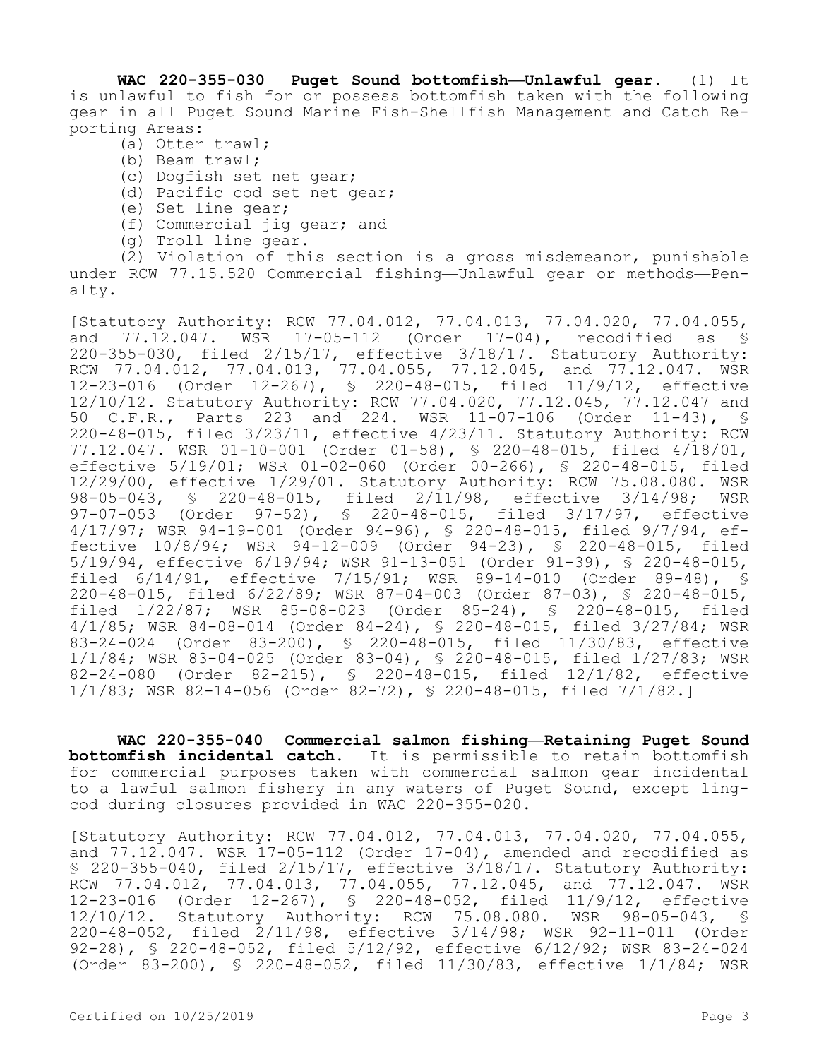**WAC 220-355-030 Puget Sound bottomfish—Unlawful gear.** (1) It is unlawful to fish for or possess bottomfish taken with the following gear in all Puget Sound Marine Fish-Shellfish Management and Catch Reporting Areas:

(a) Otter trawl;

(b) Beam trawl;

(c) Dogfish set net gear;

(d) Pacific cod set net gear;

(e) Set line gear;

(f) Commercial jig gear; and

(g) Troll line gear.

(2) Violation of this section is a gross misdemeanor, punishable under RCW 77.15.520 Commercial fishing—Unlawful gear or methods—Penalty.

[Statutory Authority: RCW 77.04.012, 77.04.013, 77.04.020, 77.04.055, and 77.12.047. WSR 17-05-112 (Order 17-04), recodified as § 220-355-030, filed 2/15/17, effective 3/18/17. Statutory Authority: RCW 77.04.012, 77.04.013, 77.04.055, 77.12.045, and 77.12.047. WSR 12-23-016 (Order 12-267), § 220-48-015, filed 11/9/12, effective 12/10/12. Statutory Authority: RCW 77.04.020, 77.12.045, 77.12.047 and 50 C.F.R., Parts 223 and 224. WSR 11-07-106 (Order 11-43), § 220-48-015, filed 3/23/11, effective 4/23/11. Statutory Authority: RCW 77.12.047. WSR 01-10-001 (Order 01-58), § 220-48-015, filed 4/18/01, effective 5/19/01; WSR 01-02-060 (Order 00-266), § 220-48-015, filed 12/29/00, effective 1/29/01. Statutory Authority: RCW 75.08.080. WSR 98-05-043, § 220-48-015, filed 2/11/98, effective 3/14/98; WSR 97-07-053 (Order 97-52), § 220-48-015, filed 3/17/97, effective 4/17/97; WSR 94-19-001 (Order 94-96), § 220-48-015, filed 9/7/94, effective 10/8/94; WSR 94-12-009 (Order 94-23), § 220-48-015, filed 5/19/94, effective 6/19/94; WSR 91-13-051 (Order 91-39), § 220-48-015, filed 6/14/91, effective 7/15/91; WSR 89-14-010 (Order 89-48), § 220-48-015, filed 6/22/89; WSR 87-04-003 (Order 87-03), § 220-48-015, filed 1/22/87; WSR 85-08-023 (Order 85-24), § 220-48-015, filed 4/1/85; WSR 84-08-014 (Order 84-24), § 220-48-015, filed 3/27/84; WSR 83-24-024 (Order 83-200), § 220-48-015, filed 11/30/83, effective 1/1/84; WSR 83-04-025 (Order 83-04), § 220-48-015, filed 1/27/83; WSR 82-24-080 (Order 82-215), § 220-48-015, filed 12/1/82, effective 1/1/83; WSR 82-14-056 (Order 82-72), § 220-48-015, filed 7/1/82.]

**WAC 220-355-040 Commercial salmon fishing—Retaining Puget Sound bottomfish incidental catch.** It is permissible to retain bottomfish for commercial purposes taken with commercial salmon gear incidental to a lawful salmon fishery in any waters of Puget Sound, except lingcod during closures provided in WAC 220-355-020.

[Statutory Authority: RCW 77.04.012, 77.04.013, 77.04.020, 77.04.055, and 77.12.047. WSR 17-05-112 (Order 17-04), amended and recodified as § 220-355-040, filed 2/15/17, effective 3/18/17. Statutory Authority: RCW 77.04.012, 77.04.013, 77.04.055, 77.12.045, and 77.12.047. WSR 12-23-016 (Order 12-267), § 220-48-052, filed 11/9/12, effective 12/10/12. Statutory Authority: RCW 75.08.080. WSR 98-05-043, § 220-48-052, filed 2/11/98, effective 3/14/98; WSR 92-11-011 (Order 92-28), § 220-48-052, filed 5/12/92, effective 6/12/92; WSR 83-24-024 (Order 83-200), § 220-48-052, filed 11/30/83, effective 1/1/84; WSR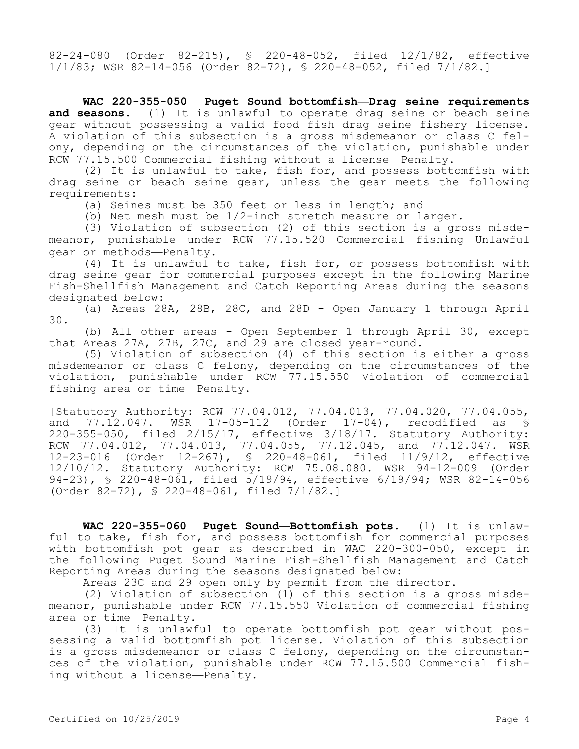82-24-080 (Order 82-215), § 220-48-052, filed 12/1/82, effective 1/1/83; WSR 82-14-056 (Order 82-72), § 220-48-052, filed 7/1/82.]

**WAC 220-355-050 Puget Sound bottomfish—Drag seine requirements and seasons.** (1) It is unlawful to operate drag seine or beach seine gear without possessing a valid food fish drag seine fishery license. A violation of this subsection is a gross misdemeanor or class C felony, depending on the circumstances of the violation, punishable under RCW 77.15.500 Commercial fishing without a license—Penalty.

(2) It is unlawful to take, fish for, and possess bottomfish with drag seine or beach seine gear, unless the gear meets the following requirements:

(a) Seines must be 350 feet or less in length; and

(b) Net mesh must be 1/2-inch stretch measure or larger.

(3) Violation of subsection (2) of this section is a gross misdemeanor, punishable under RCW 77.15.520 Commercial fishing—Unlawful gear or methods—Penalty.

(4) It is unlawful to take, fish for, or possess bottomfish with drag seine gear for commercial purposes except in the following Marine Fish-Shellfish Management and Catch Reporting Areas during the seasons designated below:

(a) Areas 28A, 28B, 28C, and 28D - Open January 1 through April 30.

(b) All other areas - Open September 1 through April 30, except that Areas 27A, 27B, 27C, and 29 are closed year-round.

(5) Violation of subsection (4) of this section is either a gross misdemeanor or class C felony, depending on the circumstances of the violation, punishable under RCW 77.15.550 Violation of commercial fishing area or time—Penalty.

[Statutory Authority: RCW 77.04.012, 77.04.013, 77.04.020, 77.04.055, and 77.12.047. WSR 17-05-112 (Order 17-04), recodified as § 220-355-050, filed 2/15/17, effective 3/18/17. Statutory Authority: RCW 77.04.012, 77.04.013, 77.04.055, 77.12.045, and 77.12.047. WSR 12-23-016 (Order 12-267), § 220-48-061, filed 11/9/12, effective 12/10/12. Statutory Authority: RCW 75.08.080. WSR 94-12-009 (Order 94-23), § 220-48-061, filed 5/19/94, effective 6/19/94; WSR 82-14-056 (Order 82-72), § 220-48-061, filed 7/1/82.]

**WAC 220-355-060 Puget Sound—Bottomfish pots.** (1) It is unlawful to take, fish for, and possess bottomfish for commercial purposes with bottomfish pot gear as described in WAC 220-300-050, except in the following Puget Sound Marine Fish-Shellfish Management and Catch Reporting Areas during the seasons designated below:

Areas 23C and 29 open only by permit from the director.

(2) Violation of subsection (1) of this section is a gross misdemeanor, punishable under RCW 77.15.550 Violation of commercial fishing area or time—Penalty.

(3) It is unlawful to operate bottomfish pot gear without possessing a valid bottomfish pot license. Violation of this subsection is a gross misdemeanor or class C felony, depending on the circumstances of the violation, punishable under RCW 77.15.500 Commercial fishing without a license—Penalty.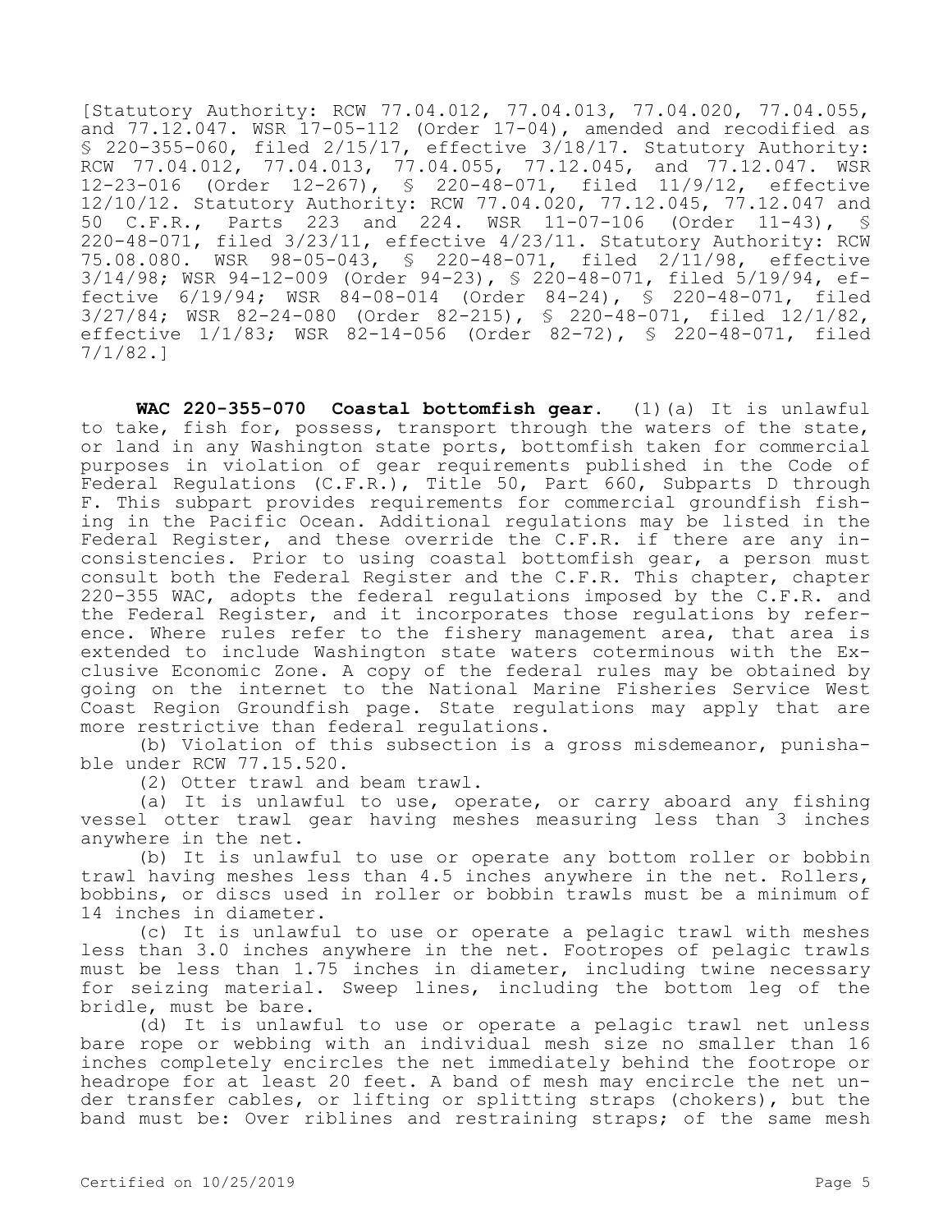[Statutory Authority: RCW 77.04.012, 77.04.013, 77.04.020, 77.04.055, and 77.12.047. WSR 17-05-112 (Order 17-04), amended and recodified as § 220-355-060, filed 2/15/17, effective 3/18/17. Statutory Authority: RCW 77.04.012, 77.04.013, 77.04.055, 77.12.045, and 77.12.047. WSR 12-23-016 (Order 12-267), § 220-48-071, filed 11/9/12, effective 12/10/12. Statutory Authority: RCW 77.04.020, 77.12.045, 77.12.047 and 50 C.F.R., Parts 223 and 224. WSR 11-07-106 (Order 11-43), § 220-48-071, filed 3/23/11, effective 4/23/11. Statutory Authority: RCW 75.08.080. WSR 98-05-043, § 220-48-071, filed 2/11/98, effective 3/14/98; WSR 94-12-009 (Order 94-23), § 220-48-071, filed 5/19/94, effective 6/19/94; WSR 84-08-014 (Order 84-24), § 220-48-071, filed 3/27/84; WSR 82-24-080 (Order 82-215), § 220-48-071, filed 12/1/82, effective 1/1/83; WSR 82-14-056 (Order 82-72), § 220-48-071, filed 7/1/82.]

**WAC 220-355-070 Coastal bottomfish gear.** (1)(a) It is unlawful to take, fish for, possess, transport through the waters of the state, or land in any Washington state ports, bottomfish taken for commercial purposes in violation of gear requirements published in the Code of Federal Regulations (C.F.R.), Title 50, Part 660, Subparts D through F. This subpart provides requirements for commercial groundfish fishing in the Pacific Ocean. Additional regulations may be listed in the Federal Register, and these override the C.F.R. if there are any inconsistencies. Prior to using coastal bottomfish gear, a person must consult both the Federal Register and the C.F.R. This chapter, chapter 220-355 WAC, adopts the federal regulations imposed by the C.F.R. and the Federal Register, and it incorporates those regulations by reference. Where rules refer to the fishery management area, that area is extended to include Washington state waters coterminous with the Exclusive Economic Zone. A copy of the federal rules may be obtained by going on the internet to the National Marine Fisheries Service West Coast Region Groundfish page. State regulations may apply that are more restrictive than federal regulations.

(b) Violation of this subsection is a gross misdemeanor, punishable under RCW 77.15.520.

(2) Otter trawl and beam trawl.

(a) It is unlawful to use, operate, or carry aboard any fishing vessel otter trawl gear having meshes measuring less than 3 inches anywhere in the net.

(b) It is unlawful to use or operate any bottom roller or bobbin trawl having meshes less than 4.5 inches anywhere in the net. Rollers, bobbins, or discs used in roller or bobbin trawls must be a minimum of 14 inches in diameter.

(c) It is unlawful to use or operate a pelagic trawl with meshes less than 3.0 inches anywhere in the net. Footropes of pelagic trawls must be less than 1.75 inches in diameter, including twine necessary for seizing material. Sweep lines, including the bottom leg of the bridle, must be bare.

(d) It is unlawful to use or operate a pelagic trawl net unless bare rope or webbing with an individual mesh size no smaller than 16 inches completely encircles the net immediately behind the footrope or headrope for at least 20 feet. A band of mesh may encircle the net under transfer cables, or lifting or splitting straps (chokers), but the band must be: Over riblines and restraining straps; of the same mesh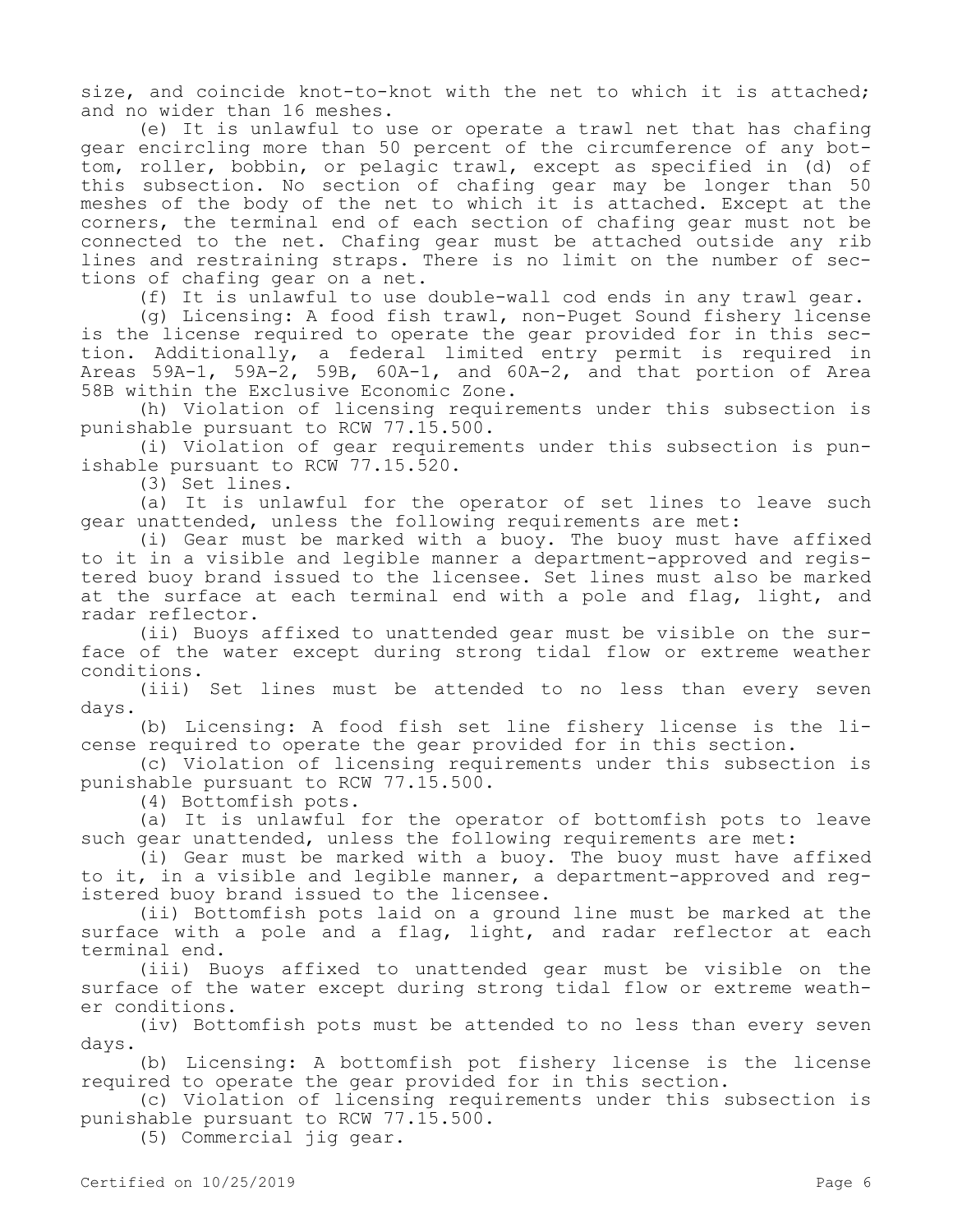size, and coincide knot-to-knot with the net to which it is attached; and no wider than 16 meshes.

(e) It is unlawful to use or operate a trawl net that has chafing gear encircling more than 50 percent of the circumference of any bottom, roller, bobbin, or pelagic trawl, except as specified in (d) of this subsection. No section of chafing gear may be longer than 50 meshes of the body of the net to which it is attached. Except at the corners, the terminal end of each section of chafing gear must not be connected to the net. Chafing gear must be attached outside any rib lines and restraining straps. There is no limit on the number of sections of chafing gear on a net.

(f) It is unlawful to use double-wall cod ends in any trawl gear.

(g) Licensing: A food fish trawl, non-Puget Sound fishery license is the license required to operate the gear provided for in this section. Additionally, a federal limited entry permit is required in Areas 59A-1, 59A-2, 59B, 60A-1, and 60A-2, and that portion of Area 58B within the Exclusive Economic Zone.

(h) Violation of licensing requirements under this subsection is punishable pursuant to RCW 77.15.500.

(i) Violation of gear requirements under this subsection is punishable pursuant to RCW 77.15.520.

(3) Set lines.

(a) It is unlawful for the operator of set lines to leave such gear unattended, unless the following requirements are met:

(i) Gear must be marked with a buoy. The buoy must have affixed to it in a visible and legible manner a department-approved and registered buoy brand issued to the licensee. Set lines must also be marked at the surface at each terminal end with a pole and flag, light, and radar reflector.

(ii) Buoys affixed to unattended gear must be visible on the surface of the water except during strong tidal flow or extreme weather conditions.

(iii) Set lines must be attended to no less than every seven days.

(b) Licensing: A food fish set line fishery license is the license required to operate the gear provided for in this section.

(c) Violation of licensing requirements under this subsection is punishable pursuant to RCW 77.15.500.

(4) Bottomfish pots.

(a) It is unlawful for the operator of bottomfish pots to leave such gear unattended, unless the following requirements are met:

(i) Gear must be marked with a buoy. The buoy must have affixed to it, in a visible and legible manner, a department-approved and registered buoy brand issued to the licensee.

(ii) Bottomfish pots laid on a ground line must be marked at the surface with a pole and a flag, light, and radar reflector at each terminal end.

(iii) Buoys affixed to unattended gear must be visible on the surface of the water except during strong tidal flow or extreme weather conditions.

(iv) Bottomfish pots must be attended to no less than every seven days.

(b) Licensing: A bottomfish pot fishery license is the license required to operate the gear provided for in this section.

(c) Violation of licensing requirements under this subsection is punishable pursuant to RCW 77.15.500.

(5) Commercial jig gear.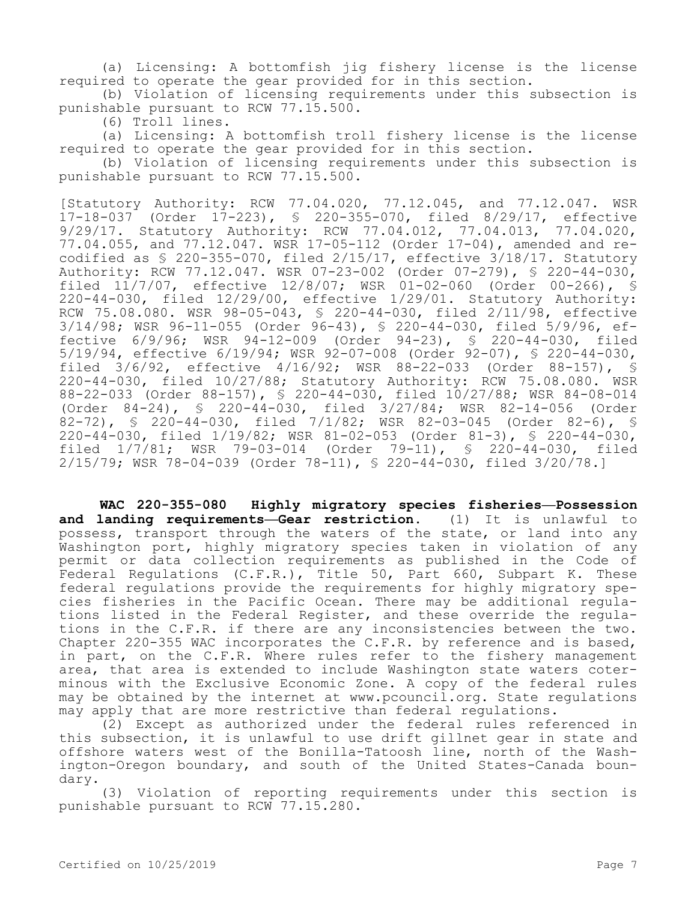(a) Licensing: A bottomfish jig fishery license is the license required to operate the gear provided for in this section.

(b) Violation of licensing requirements under this subsection is punishable pursuant to RCW 77.15.500.

(6) Troll lines.

(a) Licensing: A bottomfish troll fishery license is the license required to operate the gear provided for in this section.

(b) Violation of licensing requirements under this subsection is punishable pursuant to RCW 77.15.500.

[Statutory Authority: RCW 77.04.020, 77.12.045, and 77.12.047. WSR 17-18-037 (Order 17-223), § 220-355-070, filed 8/29/17, effective 9/29/17. Statutory Authority: RCW 77.04.012, 77.04.013, 77.04.020, 77.04.055, and 77.12.047. WSR 17-05-112 (Order 17-04), amended and recodified as § 220-355-070, filed 2/15/17, effective 3/18/17. Statutory Authority: RCW 77.12.047. WSR 07-23-002 (Order 07-279), § 220-44-030, filed 11/7/07, effective 12/8/07; WSR 01-02-060 (Order 00-266), § 220-44-030, filed 12/29/00, effective 1/29/01. Statutory Authority: RCW 75.08.080. WSR 98-05-043, § 220-44-030, filed 2/11/98, effective 3/14/98; WSR 96-11-055 (Order 96-43), § 220-44-030, filed 5/9/96, effective 6/9/96; WSR 94-12-009 (Order 94-23), § 220-44-030, filed 5/19/94, effective 6/19/94; WSR 92-07-008 (Order 92-07), § 220-44-030, filed 3/6/92, effective 4/16/92; WSR 88-22-033 (Order 88-157), § 220-44-030, filed 10/27/88; Statutory Authority: RCW 75.08.080. WSR 88-22-033 (Order 88-157), § 220-44-030, filed 10/27/88; WSR 84-08-014 (Order 84-24), § 220-44-030, filed 3/27/84; WSR 82-14-056 (Order 82-72), § 220-44-030, filed 7/1/82; WSR 82-03-045 (Order 82-6), § 220-44-030, filed 1/19/82; WSR 81-02-053 (Order 81-3), § 220-44-030, filed 1/7/81; WSR 79-03-014 (Order 79-11), § 220-44-030, filed 2/15/79; WSR 78-04-039 (Order 78-11), § 220-44-030, filed 3/20/78.]

**WAC 220-355-080 Highly migratory species fisheries—Possession and landing requirements—Gear restriction.** (1) It is unlawful to possess, transport through the waters of the state, or land into any Washington port, highly migratory species taken in violation of any permit or data collection requirements as published in the Code of Federal Regulations (C.F.R.), Title 50, Part 660, Subpart K. These federal regulations provide the requirements for highly migratory species fisheries in the Pacific Ocean. There may be additional regulations listed in the Federal Register, and these override the regulations in the C.F.R. if there are any inconsistencies between the two. Chapter 220-355 WAC incorporates the C.F.R. by reference and is based, in part, on the C.F.R. Where rules refer to the fishery management area, that area is extended to include Washington state waters coterminous with the Exclusive Economic Zone. A copy of the federal rules may be obtained by the internet at www.pcouncil.org. State regulations may apply that are more restrictive than federal regulations.

(2) Except as authorized under the federal rules referenced in this subsection, it is unlawful to use drift gillnet gear in state and offshore waters west of the Bonilla-Tatoosh line, north of the Washington-Oregon boundary, and south of the United States-Canada boundary.

(3) Violation of reporting requirements under this section is punishable pursuant to RCW 77.15.280.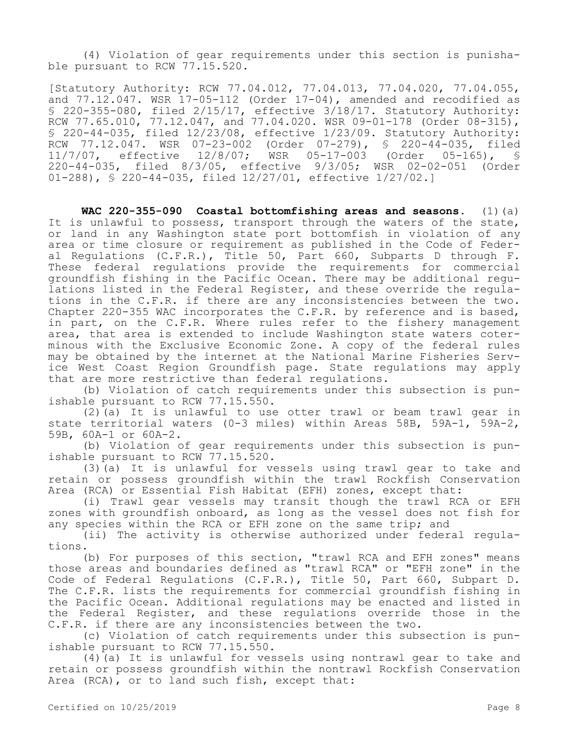(4) Violation of gear requirements under this section is punishable pursuant to RCW 77.15.520.

[Statutory Authority: RCW 77.04.012, 77.04.013, 77.04.020, 77.04.055, and 77.12.047. WSR 17-05-112 (Order 17-04), amended and recodified as § 220-355-080, filed 2/15/17, effective 3/18/17. Statutory Authority: RCW 77.65.010, 77.12.047, and 77.04.020. WSR 09-01-178 (Order 08-315), § 220-44-035, filed 12/23/08, effective 1/23/09. Statutory Authority: RCW 77.12.047. WSR 07-23-002 (Order 07-279), § 220-44-035, filed 11/7/07, effective 12/8/07; WSR 05-17-003 (Order 05-165), § 220-44-035, filed 8/3/05, effective 9/3/05; WSR 02-02-051 (Order 01-288), § 220-44-035, filed 12/27/01, effective 1/27/02.]

**WAC 220-355-090 Coastal bottomfishing areas and seasons.** (1)(a) It is unlawful to possess, transport through the waters of the state, or land in any Washington state port bottomfish in violation of any area or time closure or requirement as published in the Code of Federal Regulations (C.F.R.), Title 50, Part 660, Subparts D through F. These federal regulations provide the requirements for commercial groundfish fishing in the Pacific Ocean. There may be additional regulations listed in the Federal Register, and these override the regulations in the C.F.R. if there are any inconsistencies between the two. Chapter 220-355 WAC incorporates the C.F.R. by reference and is based, in part, on the C.F.R. Where rules refer to the fishery management area, that area is extended to include Washington state waters coterminous with the Exclusive Economic Zone. A copy of the federal rules may be obtained by the internet at the National Marine Fisheries Service West Coast Region Groundfish page. State regulations may apply that are more restrictive than federal regulations.

(b) Violation of catch requirements under this subsection is punishable pursuant to RCW 77.15.550.

(2)(a) It is unlawful to use otter trawl or beam trawl gear in state territorial waters (0-3 miles) within Areas 58B, 59A-1, 59A-2, 59B, 60A-1 or 60A-2.

(b) Violation of gear requirements under this subsection is punishable pursuant to RCW 77.15.520.

(3)(a) It is unlawful for vessels using trawl gear to take and retain or possess groundfish within the trawl Rockfish Conservation Area (RCA) or Essential Fish Habitat (EFH) zones, except that:

(i) Trawl gear vessels may transit though the trawl RCA or EFH zones with groundfish onboard, as long as the vessel does not fish for any species within the RCA or EFH zone on the same trip; and

(ii) The activity is otherwise authorized under federal regulations.

(b) For purposes of this section, "trawl RCA and EFH zones" means those areas and boundaries defined as "trawl RCA" or "EFH zone" in the Code of Federal Regulations (C.F.R.), Title 50, Part 660, Subpart D. The C.F.R. lists the requirements for commercial groundfish fishing in the Pacific Ocean. Additional regulations may be enacted and listed in the Federal Register, and these regulations override those in the C.F.R. if there are any inconsistencies between the two.

(c) Violation of catch requirements under this subsection is punishable pursuant to RCW 77.15.550.

(4)(a) It is unlawful for vessels using nontrawl gear to take and retain or possess groundfish within the nontrawl Rockfish Conservation Area (RCA), or to land such fish, except that: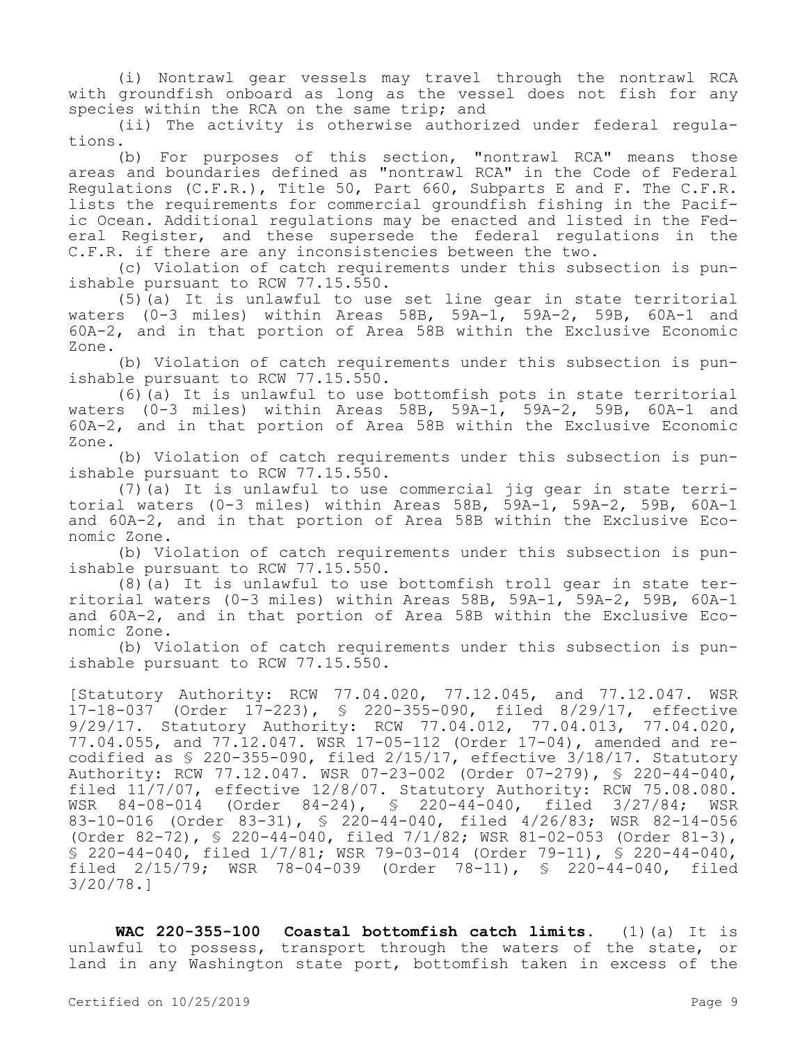(i) Nontrawl gear vessels may travel through the nontrawl RCA with groundfish onboard as long as the vessel does not fish for any species within the RCA on the same trip; and

(ii) The activity is otherwise authorized under federal regulations.

(b) For purposes of this section, "nontrawl RCA" means those areas and boundaries defined as "nontrawl RCA" in the Code of Federal Regulations (C.F.R.), Title 50, Part 660, Subparts E and F. The C.F.R. lists the requirements for commercial groundfish fishing in the Pacific Ocean. Additional regulations may be enacted and listed in the Federal Register, and these supersede the federal regulations in the C.F.R. if there are any inconsistencies between the two.

(c) Violation of catch requirements under this subsection is punishable pursuant to RCW 77.15.550.

(5)(a) It is unlawful to use set line gear in state territorial waters (0-3 miles) within Areas 58B, 59A-1, 59A-2, 59B, 60A-1 and 60A-2, and in that portion of Area 58B within the Exclusive Economic Zone.

(b) Violation of catch requirements under this subsection is punishable pursuant to RCW 77.15.550.

(6)(a) It is unlawful to use bottomfish pots in state territorial waters (0-3 miles) within Areas 58B, 59A-1, 59A-2, 59B, 60A-1 and 60A-2, and in that portion of Area 58B within the Exclusive Economic Zone.

(b) Violation of catch requirements under this subsection is punishable pursuant to RCW 77.15.550.

(7)(a) It is unlawful to use commercial jig gear in state territorial waters (0-3 miles) within Areas 58B, 59A-1, 59A-2, 59B, 60A-1 and 60A-2, and in that portion of Area 58B within the Exclusive Economic Zone.

(b) Violation of catch requirements under this subsection is punishable pursuant to RCW 77.15.550.

(8)(a) It is unlawful to use bottomfish troll gear in state territorial waters (0-3 miles) within Areas 58B, 59A-1, 59A-2, 59B, 60A-1 and 60A-2, and in that portion of Area 58B within the Exclusive Economic Zone.

(b) Violation of catch requirements under this subsection is punishable pursuant to RCW 77.15.550.

[Statutory Authority: RCW 77.04.020, 77.12.045, and 77.12.047. WSR 17-18-037 (Order 17-223), § 220-355-090, filed 8/29/17, effective 9/29/17. Statutory Authority: RCW 77.04.012, 77.04.013, 77.04.020, 77.04.055, and 77.12.047. WSR 17-05-112 (Order 17-04), amended and recodified as § 220-355-090, filed 2/15/17, effective 3/18/17. Statutory Authority: RCW 77.12.047. WSR 07-23-002 (Order 07-279), § 220-44-040, filed 11/7/07, effective 12/8/07. Statutory Authority: RCW 75.08.080. WSR 84-08-014 (Order 84-24), § 220-44-040, filed 3/27/84; WSR 83-10-016 (Order 83-31), § 220-44-040, filed 4/26/83; WSR 82-14-056 (Order 82-72), § 220-44-040, filed 7/1/82; WSR 81-02-053 (Order 81-3), § 220-44-040, filed 1/7/81; WSR 79-03-014 (Order 79-11), § 220-44-040, filed 2/15/79; WSR 78-04-039 (Order 78-11), § 220-44-040, filed 3/20/78.]

**WAC 220-355-100 Coastal bottomfish catch limits.** (1)(a) It is unlawful to possess, transport through the waters of the state, or land in any Washington state port, bottomfish taken in excess of the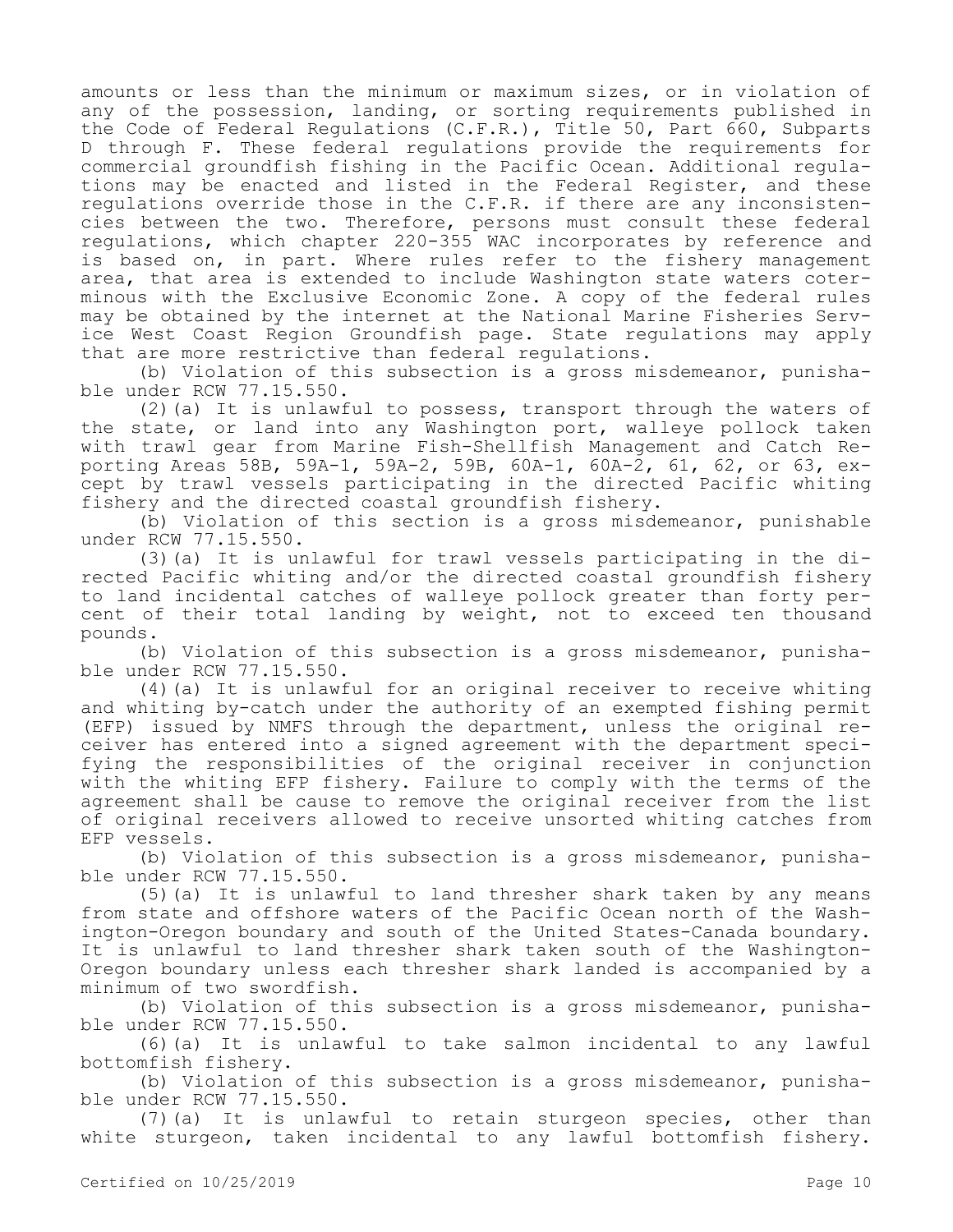amounts or less than the minimum or maximum sizes, or in violation of any of the possession, landing, or sorting requirements published in the Code of Federal Regulations (C.F.R.), Title 50, Part 660, Subparts D through F. These federal regulations provide the requirements for commercial groundfish fishing in the Pacific Ocean. Additional regulations may be enacted and listed in the Federal Register, and these regulations override those in the C.F.R. if there are any inconsistencies between the two. Therefore, persons must consult these federal regulations, which chapter 220-355 WAC incorporates by reference and is based on, in part. Where rules refer to the fishery management area, that area is extended to include Washington state waters coterminous with the Exclusive Economic Zone. A copy of the federal rules may be obtained by the internet at the National Marine Fisheries Service West Coast Region Groundfish page. State regulations may apply that are more restrictive than federal regulations.

(b) Violation of this subsection is a gross misdemeanor, punishable under RCW 77.15.550.

(2)(a) It is unlawful to possess, transport through the waters of the state, or land into any Washington port, walleye pollock taken with trawl gear from Marine Fish-Shellfish Management and Catch Reporting Areas 58B, 59A-1, 59A-2, 59B, 60A-1, 60A-2, 61, 62, or 63, except by trawl vessels participating in the directed Pacific whiting fishery and the directed coastal groundfish fishery.

(b) Violation of this section is a gross misdemeanor, punishable under RCW 77.15.550.

(3)(a) It is unlawful for trawl vessels participating in the directed Pacific whiting and/or the directed coastal groundfish fishery to land incidental catches of walleye pollock greater than forty percent of their total landing by weight, not to exceed ten thousand pounds.

(b) Violation of this subsection is a gross misdemeanor, punishable under RCW 77.15.550.

(4)(a) It is unlawful for an original receiver to receive whiting and whiting by-catch under the authority of an exempted fishing permit (EFP) issued by NMFS through the department, unless the original receiver has entered into a signed agreement with the department specifying the responsibilities of the original receiver in conjunction with the whiting EFP fishery. Failure to comply with the terms of the agreement shall be cause to remove the original receiver from the list of original receivers allowed to receive unsorted whiting catches from EFP vessels.

(b) Violation of this subsection is a gross misdemeanor, punishable under RCW 77.15.550.

(5)(a) It is unlawful to land thresher shark taken by any means from state and offshore waters of the Pacific Ocean north of the Washington-Oregon boundary and south of the United States-Canada boundary. It is unlawful to land thresher shark taken south of the Washington-Oregon boundary unless each thresher shark landed is accompanied by a minimum of two swordfish.

(b) Violation of this subsection is a gross misdemeanor, punishable under RCW 77.15.550.

(6)(a) It is unlawful to take salmon incidental to any lawful bottomfish fishery.

(b) Violation of this subsection is a gross misdemeanor, punishable under RCW 77.15.550.

(7)(a) It is unlawful to retain sturgeon species, other than white sturgeon, taken incidental to any lawful bottomfish fishery.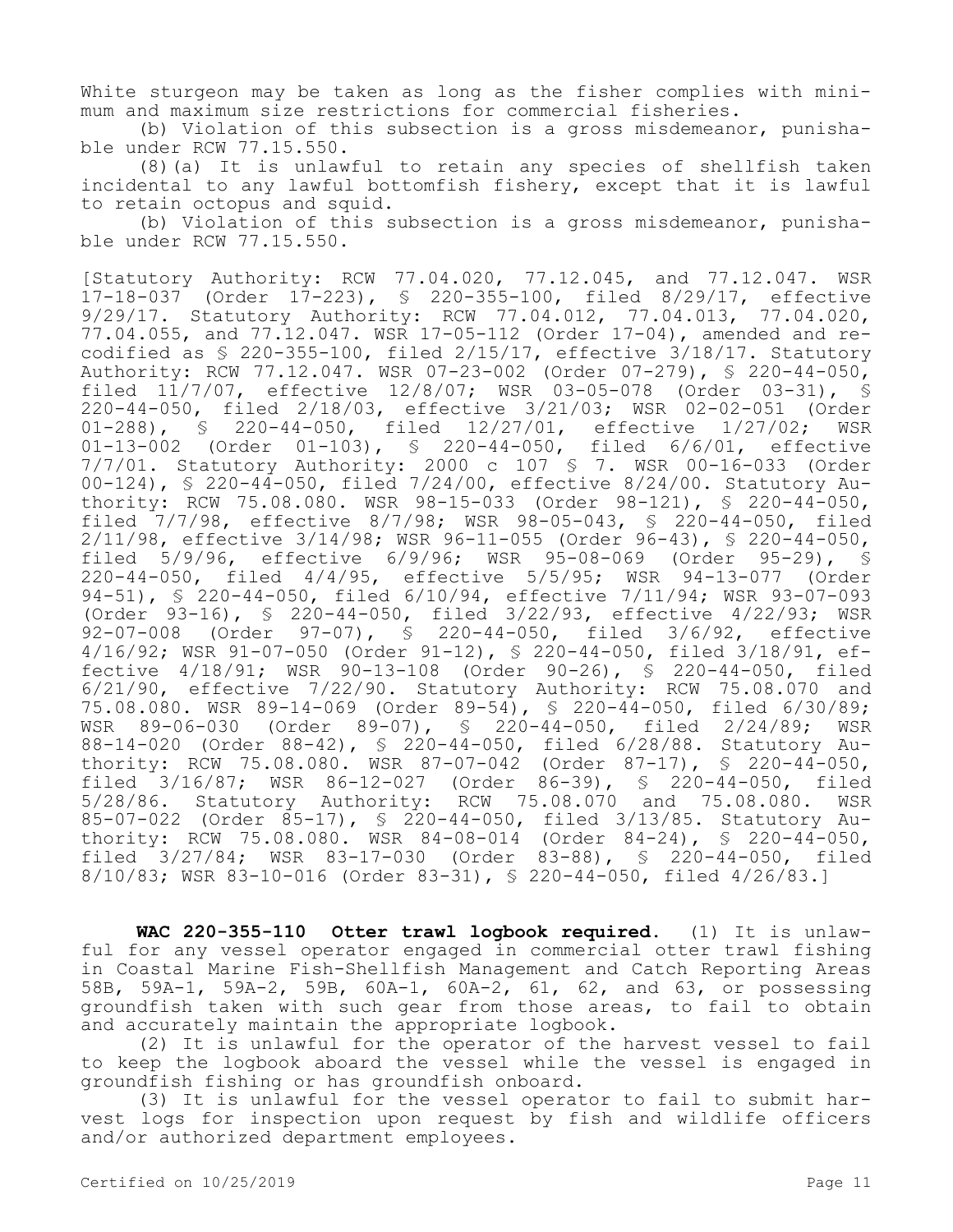White sturgeon may be taken as long as the fisher complies with minimum and maximum size restrictions for commercial fisheries.

(b) Violation of this subsection is a gross misdemeanor, punishable under RCW 77.15.550.

(8)(a) It is unlawful to retain any species of shellfish taken incidental to any lawful bottomfish fishery, except that it is lawful to retain octopus and squid.

(b) Violation of this subsection is a gross misdemeanor, punishable under RCW 77.15.550.

[Statutory Authority: RCW 77.04.020, 77.12.045, and 77.12.047. WSR 17-18-037 (Order 17-223), § 220-355-100, filed 8/29/17, effective 9/29/17. Statutory Authority: RCW 77.04.012, 77.04.013, 77.04.020, 77.04.055, and 77.12.047. WSR 17-05-112 (Order 17-04), amended and recodified as § 220-355-100, filed 2/15/17, effective 3/18/17. Statutory Authority: RCW 77.12.047. WSR 07-23-002 (Order 07-279), § 220-44-050, filed 11/7/07, effective 12/8/07; WSR 03-05-078 (Order 03-31), § 220-44-050, filed 2/18/03, effective 3/21/03; WSR 02-02-051 (Order 01-288), § 220-44-050, filed 12/27/01, effective 1/27/02; WSR 01-13-002 (Order 01-103), § 220-44-050, filed 6/6/01, effective 7/7/01. Statutory Authority: 2000 c 107 § 7. WSR 00-16-033 (Order 00-124), § 220-44-050, filed 7/24/00, effective 8/24/00. Statutory Authority: RCW 75.08.080. WSR 98-15-033 (Order 98-121), § 220-44-050, filed 7/7/98, effective 8/7/98; WSR 98-05-043, § 220-44-050, filed 2/11/98, effective 3/14/98; WSR 96-11-055 (Order 96-43), § 220-44-050, filed 5/9/96, effective 6/9/96; WSR 95-08-069 (Order 95-29), § 220-44-050, filed 4/4/95, effective 5/5/95; WSR 94-13-077 (Order 94-51), § 220-44-050, filed 6/10/94, effective 7/11/94; WSR 93-07-093 (Order 93-16), § 220-44-050, filed 3/22/93, effective 4/22/93; WSR 92-07-008 (Order 97-07), § 220-44-050, filed 3/6/92, effective 4/16/92; WSR 91-07-050 (Order 91-12), § 220-44-050, filed 3/18/91, effective 4/18/91; WSR 90-13-108 (Order 90-26), § 220-44-050, filed 6/21/90, effective 7/22/90. Statutory Authority: RCW 75.08.070 and 75.08.080. WSR 89-14-069 (Order 89-54), § 220-44-050, filed 6/30/89; WSR 89-06-030 (Order 89-07), § 220-44-050, filed 2/24/89; WSR 88-14-020 (Order 88-42), § 220-44-050, filed 6/28/88. Statutory Authority: RCW 75.08.080. WSR 87-07-042 (Order 87-17), § 220-44-050, filed 3/16/87; WSR 86-12-027 (Order 86-39), § 220-44-050, filed 5/28/86. Statutory Authority: RCW 75.08.070 and 75.08.080. WSR 85-07-022 (Order 85-17), § 220-44-050, filed 3/13/85. Statutory Authority: RCW 75.08.080. WSR 84-08-014 (Order 84-24), § 220-44-050, filed 3/27/84; WSR 83-17-030 (Order 83-88), § 220-44-050, filed 8/10/83; WSR 83-10-016 (Order 83-31), § 220-44-050, filed 4/26/83.]

**WAC 220-355-110 Otter trawl logbook required.** (1) It is unlawful for any vessel operator engaged in commercial otter trawl fishing in Coastal Marine Fish-Shellfish Management and Catch Reporting Areas 58B, 59A-1, 59A-2, 59B, 60A-1, 60A-2, 61, 62, and 63, or possessing groundfish taken with such gear from those areas, to fail to obtain and accurately maintain the appropriate logbook.

(2) It is unlawful for the operator of the harvest vessel to fail to keep the logbook aboard the vessel while the vessel is engaged in groundfish fishing or has groundfish onboard.

(3) It is unlawful for the vessel operator to fail to submit harvest logs for inspection upon request by fish and wildlife officers and/or authorized department employees.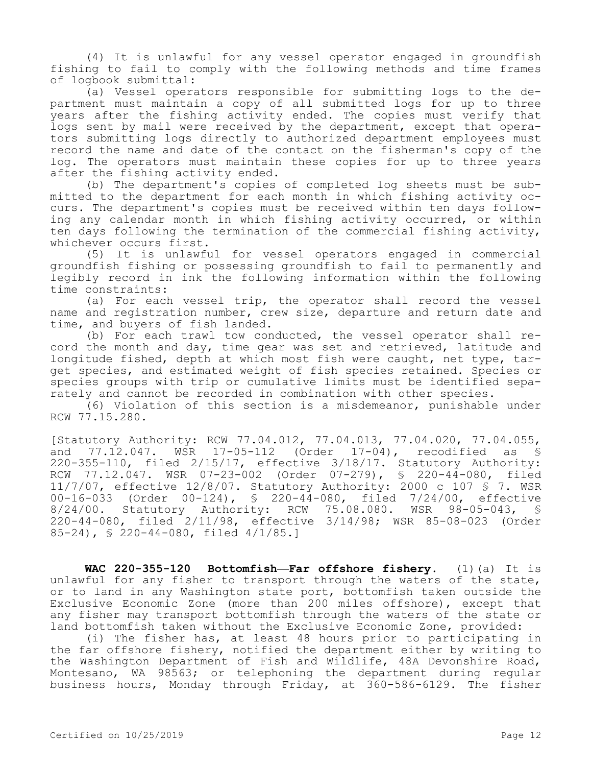(4) It is unlawful for any vessel operator engaged in groundfish fishing to fail to comply with the following methods and time frames of logbook submittal:

(a) Vessel operators responsible for submitting logs to the department must maintain a copy of all submitted logs for up to three years after the fishing activity ended. The copies must verify that logs sent by mail were received by the department, except that operators submitting logs directly to authorized department employees must record the name and date of the contact on the fisherman's copy of the log. The operators must maintain these copies for up to three years after the fishing activity ended.

(b) The department's copies of completed log sheets must be submitted to the department for each month in which fishing activity occurs. The department's copies must be received within ten days following any calendar month in which fishing activity occurred, or within ten days following the termination of the commercial fishing activity, whichever occurs first.

(5) It is unlawful for vessel operators engaged in commercial groundfish fishing or possessing groundfish to fail to permanently and legibly record in ink the following information within the following time constraints:

(a) For each vessel trip, the operator shall record the vessel name and registration number, crew size, departure and return date and time, and buyers of fish landed.

(b) For each trawl tow conducted, the vessel operator shall record the month and day, time gear was set and retrieved, latitude and longitude fished, depth at which most fish were caught, net type, target species, and estimated weight of fish species retained. Species or species groups with trip or cumulative limits must be identified separately and cannot be recorded in combination with other species.

(6) Violation of this section is a misdemeanor, punishable under RCW 77.15.280.

[Statutory Authority: RCW 77.04.012, 77.04.013, 77.04.020, 77.04.055, and 77.12.047. WSR 17-05-112 (Order 17-04), recodified as § 220-355-110, filed 2/15/17, effective 3/18/17. Statutory Authority: RCW 77.12.047. WSR 07-23-002 (Order 07-279), § 220-44-080, filed 11/7/07, effective 12/8/07. Statutory Authority: 2000 c 107 § 7. WSR 00-16-033 (Order 00-124), § 220-44-080, filed 7/24/00, effective 8/24/00. Statutory Authority: RCW 75.08.080. WSR 98-05-043, § 220-44-080, filed 2/11/98, effective 3/14/98; WSR 85-08-023 (Order 85-24), § 220-44-080, filed 4/1/85.]

**WAC 220-355-120 Bottomfish—Far offshore fishery.** (1)(a) It is unlawful for any fisher to transport through the waters of the state, or to land in any Washington state port, bottomfish taken outside the Exclusive Economic Zone (more than 200 miles offshore), except that any fisher may transport bottomfish through the waters of the state or land bottomfish taken without the Exclusive Economic Zone, provided:

(i) The fisher has, at least 48 hours prior to participating in the far offshore fishery, notified the department either by writing to the Washington Department of Fish and Wildlife, 48A Devonshire Road, Montesano, WA 98563; or telephoning the department during regular business hours, Monday through Friday, at 360-586-6129. The fisher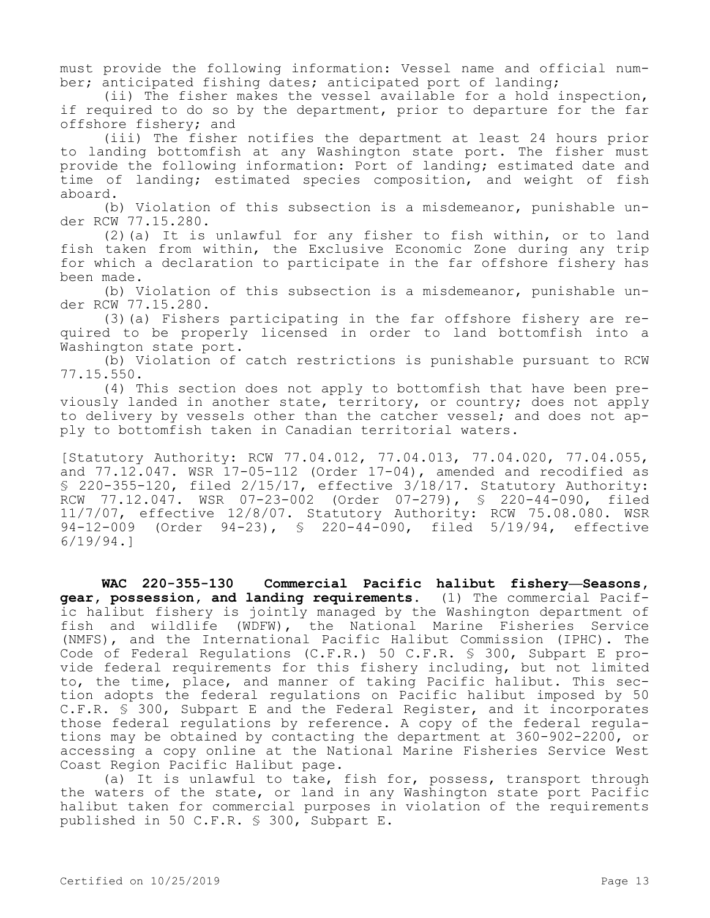must provide the following information: Vessel name and official number; anticipated fishing dates; anticipated port of landing;

(ii) The fisher makes the vessel available for a hold inspection, if required to do so by the department, prior to departure for the far offshore fishery; and

(iii) The fisher notifies the department at least 24 hours prior to landing bottomfish at any Washington state port. The fisher must provide the following information: Port of landing; estimated date and time of landing; estimated species composition, and weight of fish aboard.

(b) Violation of this subsection is a misdemeanor, punishable under RCW 77.15.280.

(2)(a) It is unlawful for any fisher to fish within, or to land fish taken from within, the Exclusive Economic Zone during any trip for which a declaration to participate in the far offshore fishery has been made.

(b) Violation of this subsection is a misdemeanor, punishable under RCW 77.15.280.

(3)(a) Fishers participating in the far offshore fishery are required to be properly licensed in order to land bottomfish into a Washington state port.

(b) Violation of catch restrictions is punishable pursuant to RCW 77.15.550.

(4) This section does not apply to bottomfish that have been previously landed in another state, territory, or country; does not apply to delivery by vessels other than the catcher vessel; and does not apply to bottomfish taken in Canadian territorial waters.

[Statutory Authority: RCW 77.04.012, 77.04.013, 77.04.020, 77.04.055, and 77.12.047. WSR 17-05-112 (Order 17-04), amended and recodified as § 220-355-120, filed 2/15/17, effective 3/18/17. Statutory Authority: RCW 77.12.047. WSR 07-23-002 (Order 07-279), § 220-44-090, filed 11/7/07, effective 12/8/07. Statutory Authority: RCW 75.08.080. WSR 94-12-009 (Order 94-23), § 220-44-090, filed 5/19/94, effective 6/19/94.]

**WAC 220-355-130 Commercial Pacific halibut fishery—Seasons, gear, possession, and landing requirements.** (1) The commercial Pacific halibut fishery is jointly managed by the Washington department of fish and wildlife (WDFW), the National Marine Fisheries Service (NMFS), and the International Pacific Halibut Commission (IPHC). The Code of Federal Regulations (C.F.R.) 50 C.F.R. § 300, Subpart E provide federal requirements for this fishery including, but not limited to, the time, place, and manner of taking Pacific halibut. This section adopts the federal regulations on Pacific halibut imposed by 50 C.F.R. § 300, Subpart E and the Federal Register, and it incorporates those federal regulations by reference. A copy of the federal regulations may be obtained by contacting the department at 360-902-2200, or accessing a copy online at the National Marine Fisheries Service West Coast Region Pacific Halibut page.

(a) It is unlawful to take, fish for, possess, transport through the waters of the state, or land in any Washington state port Pacific halibut taken for commercial purposes in violation of the requirements published in 50 C.F.R. § 300, Subpart E.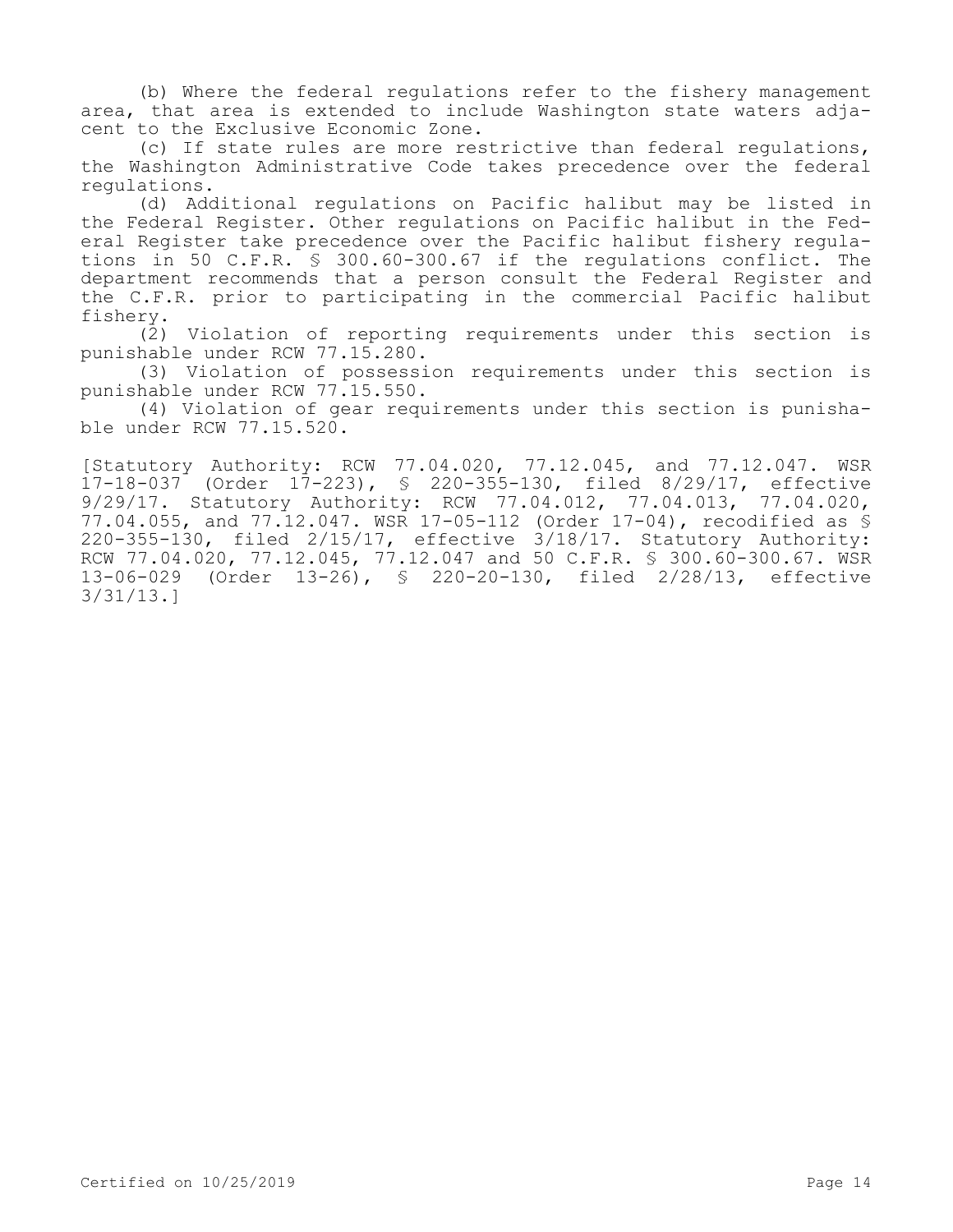(b) Where the federal regulations refer to the fishery management area, that area is extended to include Washington state waters adjacent to the Exclusive Economic Zone.

(c) If state rules are more restrictive than federal regulations, the Washington Administrative Code takes precedence over the federal regulations.

(d) Additional regulations on Pacific halibut may be listed in the Federal Register. Other regulations on Pacific halibut in the Federal Register take precedence over the Pacific halibut fishery regulations in 50 C.F.R. § 300.60-300.67 if the regulations conflict. The department recommends that a person consult the Federal Register and the C.F.R. prior to participating in the commercial Pacific halibut fishery.

(2) Violation of reporting requirements under this section is punishable under RCW 77.15.280.

(3) Violation of possession requirements under this section is punishable under RCW 77.15.550.

(4) Violation of gear requirements under this section is punishable under RCW 77.15.520.

[Statutory Authority: RCW 77.04.020, 77.12.045, and 77.12.047. WSR 17-18-037 (Order 17-223), § 220-355-130, filed 8/29/17, effective 9/29/17. Statutory Authority: RCW 77.04.012, 77.04.013, 77.04.020, 77.04.055, and 77.12.047. WSR 17-05-112 (Order 17-04), recodified as § 220-355-130, filed 2/15/17, effective 3/18/17. Statutory Authority: RCW 77.04.020, 77.12.045, 77.12.047 and 50 C.F.R. § 300.60-300.67. WSR 13-06-029 (Order 13-26), § 220-20-130, filed 2/28/13, effective 3/31/13.]